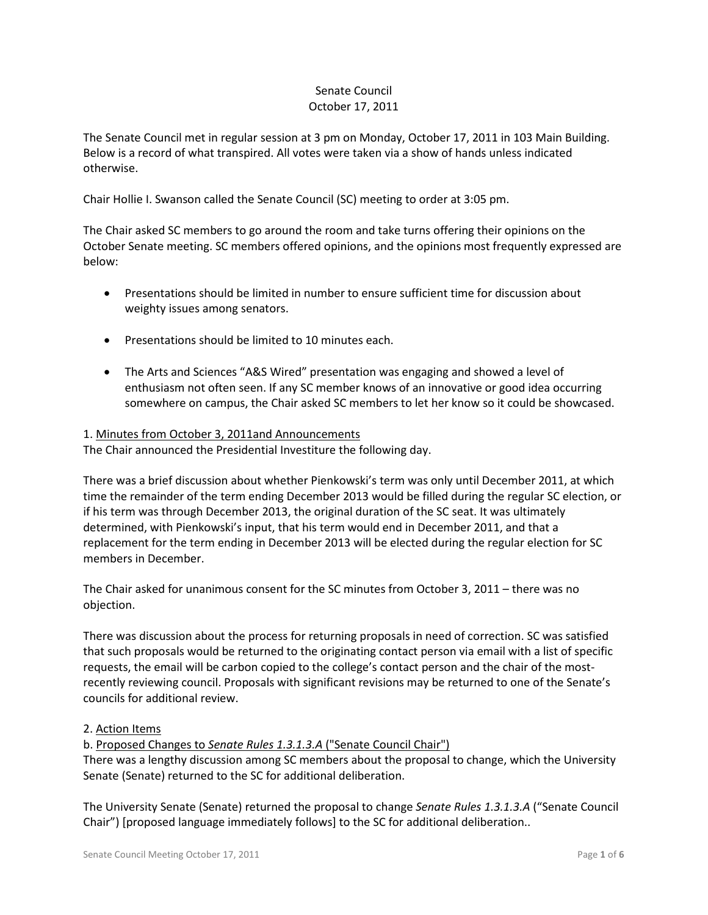Senate Council
October 17, 2011

The Senate Council met in regular session at 3 pm on Monday, October 17, 2011 in 103 Main Building. Below is a record of what transpired. All votes were taken via a show of hands unless indicated otherwise.

Chair Hollie I. Swanson called the Senate Council (SC) meeting to order at 3:05 pm.

The Chair asked SC members to go around the room and take turns offering their opinions on the October Senate meeting. SC members offered opinions, and the opinions most frequently expressed are below:

- Presentations should be limited in number to ensure sufficient time for discussion about weighty issues among senators.
- Presentations should be limited to 10 minutes each.
- The Arts and Sciences "A&S Wired" presentation was engaging and showed a level of enthusiasm not often seen. If any SC member knows of an innovative or good idea occurring somewhere on campus, the Chair asked SC members to let her know so it could be showcased.

1. Minutes from October 3, 2011and Announcements

The Chair announced the Presidential Investiture the following day.

There was a brief discussion about whether Pienkowski's term was only until December 2011, at which time the remainder of the term ending December 2013 would be filled during the regular SC election, or if his term was through December 2013, the original duration of the SC seat. It was ultimately determined, with Pienkowski's input, that his term would end in December 2011, and that a replacement for the term ending in December 2013 will be elected during the regular election for SC members in December.

The Chair asked for unanimous consent for the SC minutes from October 3, 2011 – there was no objection.

There was discussion about the process for returning proposals in need of correction. SC was satisfied that such proposals would be returned to the originating contact person via email with a list of specific requests, the email will be carbon copied to the college's contact person and the chair of the most-recently reviewing council. Proposals with significant revisions may be returned to one of the Senate's councils for additional review.

2. Action Items

b. Proposed Changes to *Senate Rules 1.3.1.3.A* ("Senate Council Chair")

There was a lengthy discussion among SC members about the proposal to change, which the University Senate (Senate) returned to the SC for additional deliberation.

The University Senate (Senate) returned the proposal to change *Senate Rules 1.3.1.3.A* ("Senate Council Chair") [proposed language immediately follows] to the SC for additional deliberation..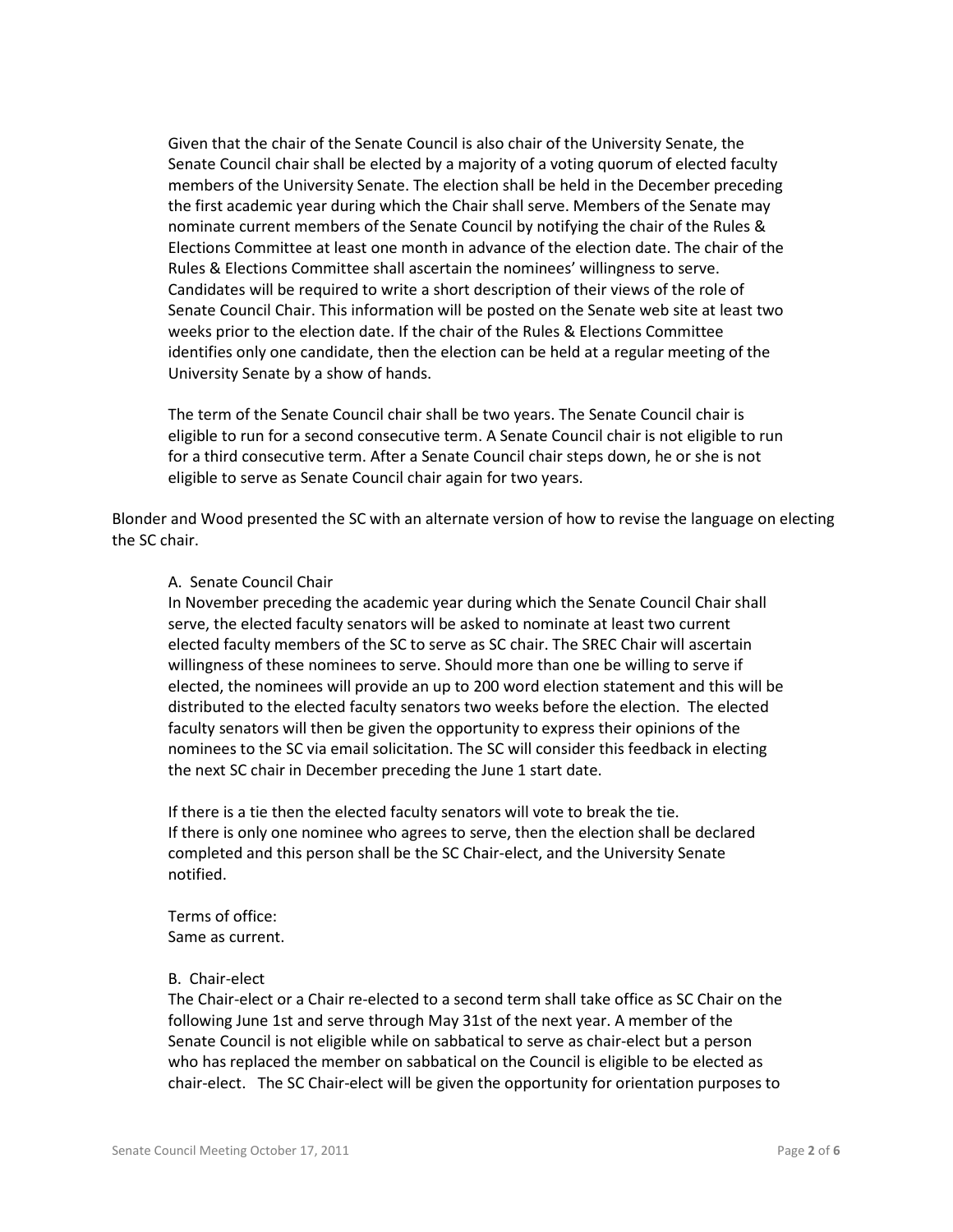Given that the chair of the Senate Council is also chair of the University Senate, the Senate Council chair shall be elected by a majority of a voting quorum of elected faculty members of the University Senate. The election shall be held in the December preceding the first academic year during which the Chair shall serve. Members of the Senate may nominate current members of the Senate Council by notifying the chair of the Rules & Elections Committee at least one month in advance of the election date. The chair of the Rules & Elections Committee shall ascertain the nominees' willingness to serve. Candidates will be required to write a short description of their views of the role of Senate Council Chair. This information will be posted on the Senate web site at least two weeks prior to the election date. If the chair of the Rules & Elections Committee identifies only one candidate, then the election can be held at a regular meeting of the University Senate by a show of hands.

The term of the Senate Council chair shall be two years. The Senate Council chair is eligible to run for a second consecutive term. A Senate Council chair is not eligible to run for a third consecutive term. After a Senate Council chair steps down, he or she is not eligible to serve as Senate Council chair again for two years.

Blonder and Wood presented the SC with an alternate version of how to revise the language on electing the SC chair.

A. Senate Council Chair

In November preceding the academic year during which the Senate Council Chair shall serve, the elected faculty senators will be asked to nominate at least two current elected faculty members of the SC to serve as SC chair. The SREC Chair will ascertain willingness of these nominees to serve. Should more than one be willing to serve if elected, the nominees will provide an up to 200 word election statement and this will be distributed to the elected faculty senators two weeks before the election. The elected faculty senators will then be given the opportunity to express their opinions of the nominees to the SC via email solicitation. The SC will consider this feedback in electing the next SC chair in December preceding the June 1 start date.

If there is a tie then the elected faculty senators will vote to break the tie.
If there is only one nominee who agrees to serve, then the election shall be declared completed and this person shall be the SC Chair-elect, and the University Senate notified.

Terms of office:
Same as current.

B. Chair-elect

The Chair-elect or a Chair re-elected to a second term shall take office as SC Chair on the following June 1st and serve through May 31st of the next year. A member of the Senate Council is not eligible while on sabbatical to serve as chair-elect but a person who has replaced the member on sabbatical on the Council is eligible to be elected as chair-elect. The SC Chair-elect will be given the opportunity for orientation purposes to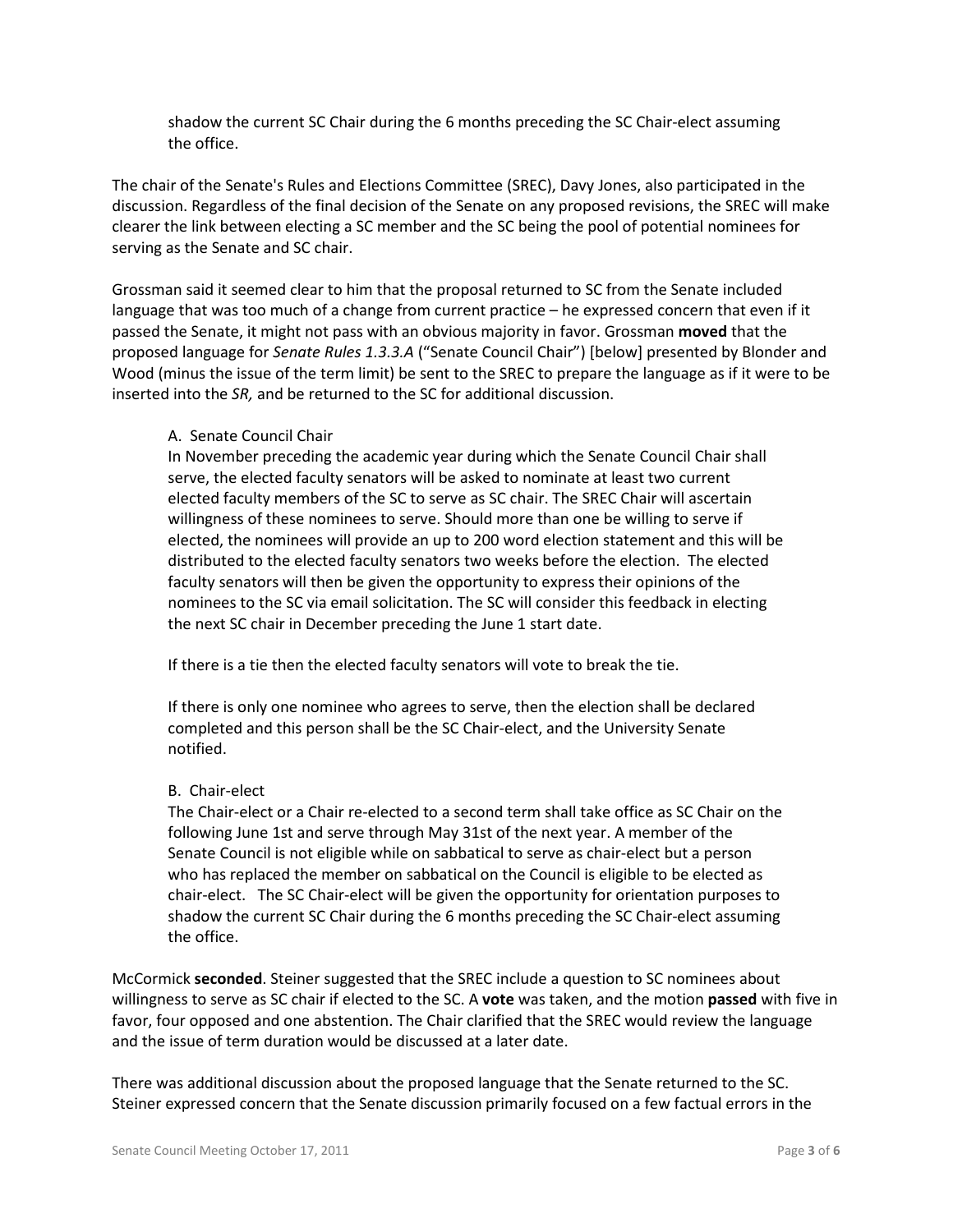shadow the current SC Chair during the 6 months preceding the SC Chair-elect assuming the office.

The chair of the Senate's Rules and Elections Committee (SREC), Davy Jones, also participated in the discussion. Regardless of the final decision of the Senate on any proposed revisions, the SREC will make clearer the link between electing a SC member and the SC being the pool of potential nominees for serving as the Senate and SC chair.

Grossman said it seemed clear to him that the proposal returned to SC from the Senate included language that was too much of a change from current practice – he expressed concern that even if it passed the Senate, it might not pass with an obvious majority in favor. Grossman **moved** that the proposed language for *Senate Rules 1.3.3.A* ("Senate Council Chair") [below] presented by Blonder and Wood (minus the issue of the term limit) be sent to the SREC to prepare the language as if it were to be inserted into the *SR,* and be returned to the SC for additional discussion.

> A. Senate Council Chair
>
> In November preceding the academic year during which the Senate Council Chair shall serve, the elected faculty senators will be asked to nominate at least two current elected faculty members of the SC to serve as SC chair. The SREC Chair will ascertain willingness of these nominees to serve. Should more than one be willing to serve if elected, the nominees will provide an up to 200 word election statement and this will be distributed to the elected faculty senators two weeks before the election. The elected faculty senators will then be given the opportunity to express their opinions of the nominees to the SC via email solicitation. The SC will consider this feedback in electing the next SC chair in December preceding the June 1 start date.
>
> If there is a tie then the elected faculty senators will vote to break the tie.
>
> If there is only one nominee who agrees to serve, then the election shall be declared completed and this person shall be the SC Chair-elect, and the University Senate notified.
>
> B. Chair-elect
>
> The Chair-elect or a Chair re-elected to a second term shall take office as SC Chair on the following June 1st and serve through May 31st of the next year. A member of the Senate Council is not eligible while on sabbatical to serve as chair-elect but a person who has replaced the member on sabbatical on the Council is eligible to be elected as chair-elect. The SC Chair-elect will be given the opportunity for orientation purposes to shadow the current SC Chair during the 6 months preceding the SC Chair-elect assuming the office.

McCormick **seconded**. Steiner suggested that the SREC include a question to SC nominees about willingness to serve as SC chair if elected to the SC. A **vote** was taken, and the motion **passed** with five in favor, four opposed and one abstention. The Chair clarified that the SREC would review the language and the issue of term duration would be discussed at a later date.

There was additional discussion about the proposed language that the Senate returned to the SC. Steiner expressed concern that the Senate discussion primarily focused on a few factual errors in the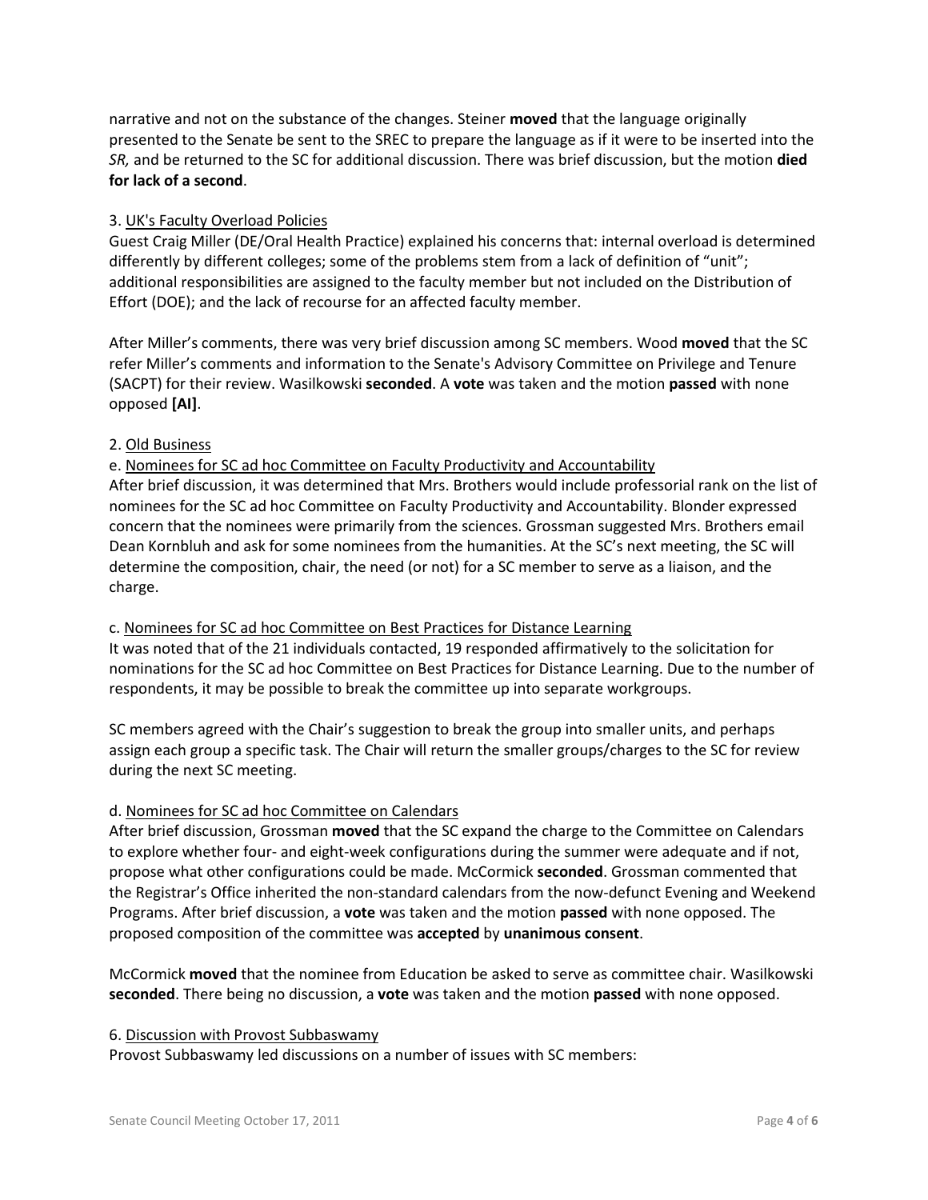narrative and not on the substance of the changes. Steiner **moved** that the language originally presented to the Senate be sent to the SREC to prepare the language as if it were to be inserted into the *SR,* and be returned to the SC for additional discussion. There was brief discussion, but the motion **died for lack of a second**.

3. <u>UK's Faculty Overload Policies</u>

Guest Craig Miller (DE/Oral Health Practice) explained his concerns that: internal overload is determined differently by different colleges; some of the problems stem from a lack of definition of "unit"; additional responsibilities are assigned to the faculty member but not included on the Distribution of Effort (DOE); and the lack of recourse for an affected faculty member.

After Miller's comments, there was very brief discussion among SC members. Wood **moved** that the SC refer Miller's comments and information to the Senate's Advisory Committee on Privilege and Tenure (SACPT) for their review. Wasilkowski **seconded**. A **vote** was taken and the motion **passed** with none opposed **[AI]**.

2. <u>Old Business</u>

e. <u>Nominees for SC ad hoc Committee on Faculty Productivity and Accountability</u>

After brief discussion, it was determined that Mrs. Brothers would include professorial rank on the list of nominees for the SC ad hoc Committee on Faculty Productivity and Accountability. Blonder expressed concern that the nominees were primarily from the sciences. Grossman suggested Mrs. Brothers email Dean Kornbluh and ask for some nominees from the humanities. At the SC's next meeting, the SC will determine the composition, chair, the need (or not) for a SC member to serve as a liaison, and the charge.

c. <u>Nominees for SC ad hoc Committee on Best Practices for Distance Learning</u>

It was noted that of the 21 individuals contacted, 19 responded affirmatively to the solicitation for nominations for the SC ad hoc Committee on Best Practices for Distance Learning. Due to the number of respondents, it may be possible to break the committee up into separate workgroups.

SC members agreed with the Chair's suggestion to break the group into smaller units, and perhaps assign each group a specific task. The Chair will return the smaller groups/charges to the SC for review during the next SC meeting.

d. <u>Nominees for SC ad hoc Committee on Calendars</u>

After brief discussion, Grossman **moved** that the SC expand the charge to the Committee on Calendars to explore whether four- and eight-week configurations during the summer were adequate and if not, propose what other configurations could be made. McCormick **seconded**. Grossman commented that the Registrar's Office inherited the non-standard calendars from the now-defunct Evening and Weekend Programs. After brief discussion, a **vote** was taken and the motion **passed** with none opposed. The proposed composition of the committee was **accepted** by **unanimous consent**.

McCormick **moved** that the nominee from Education be asked to serve as committee chair. Wasilkowski **seconded**. There being no discussion, a **vote** was taken and the motion **passed** with none opposed.

6. <u>Discussion with Provost Subbaswamy</u>

Provost Subbaswamy led discussions on a number of issues with SC members: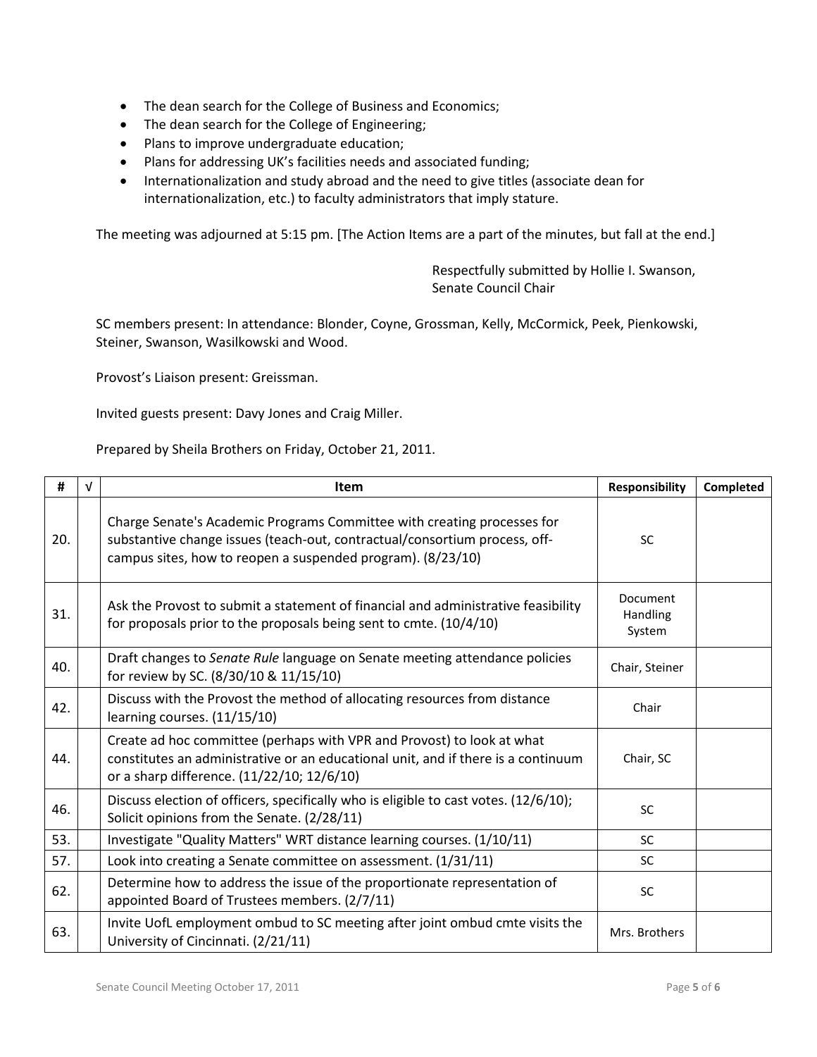- The dean search for the College of Business and Economics;
- The dean search for the College of Engineering;
- Plans to improve undergraduate education;
- Plans for addressing UK's facilities needs and associated funding;
- Internationalization and study abroad and the need to give titles (associate dean for internationalization, etc.) to faculty administrators that imply stature.

The meeting was adjourned at 5:15 pm. [The Action Items are a part of the minutes, but fall at the end.]

Respectfully submitted by Hollie I. Swanson,
Senate Council Chair

SC members present: In attendance: Blonder, Coyne, Grossman, Kelly, McCormick, Peek, Pienkowski, Steiner, Swanson, Wasilkowski and Wood.

Provost's Liaison present: Greissman.

Invited guests present: Davy Jones and Craig Miller.

Prepared by Sheila Brothers on Friday, October 21, 2011.

| # | √ | Item | Responsibility | Completed |
|---|---|---|---|---|
| 20. | | Charge Senate's Academic Programs Committee with creating processes for substantive change issues (teach-out, contractual/consortium process, off-campus sites, how to reopen a suspended program). (8/23/10) | SC | |
| 31. | | Ask the Provost to submit a statement of financial and administrative feasibility for proposals prior to the proposals being sent to cmte. (10/4/10) | Document Handling System | |
| 40. | | Draft changes to *Senate Rule* language on Senate meeting attendance policies for review by SC. (8/30/10 & 11/15/10) | Chair, Steiner | |
| 42. | | Discuss with the Provost the method of allocating resources from distance learning courses. (11/15/10) | Chair | |
| 44. | | Create ad hoc committee (perhaps with VPR and Provost) to look at what constitutes an administrative or an educational unit, and if there is a continuum or a sharp difference. (11/22/10; 12/6/10) | Chair, SC | |
| 46. | | Discuss election of officers, specifically who is eligible to cast votes. (12/6/10); Solicit opinions from the Senate. (2/28/11) | SC | |
| 53. | | Investigate "Quality Matters" WRT distance learning courses. (1/10/11) | SC | |
| 57. | | Look into creating a Senate committee on assessment. (1/31/11) | SC | |
| 62. | | Determine how to address the issue of the proportionate representation of appointed Board of Trustees members. (2/7/11) | SC | |
| 63. | | Invite UofL employment ombud to SC meeting after joint ombud cmte visits the University of Cincinnati. (2/21/11) | Mrs. Brothers | |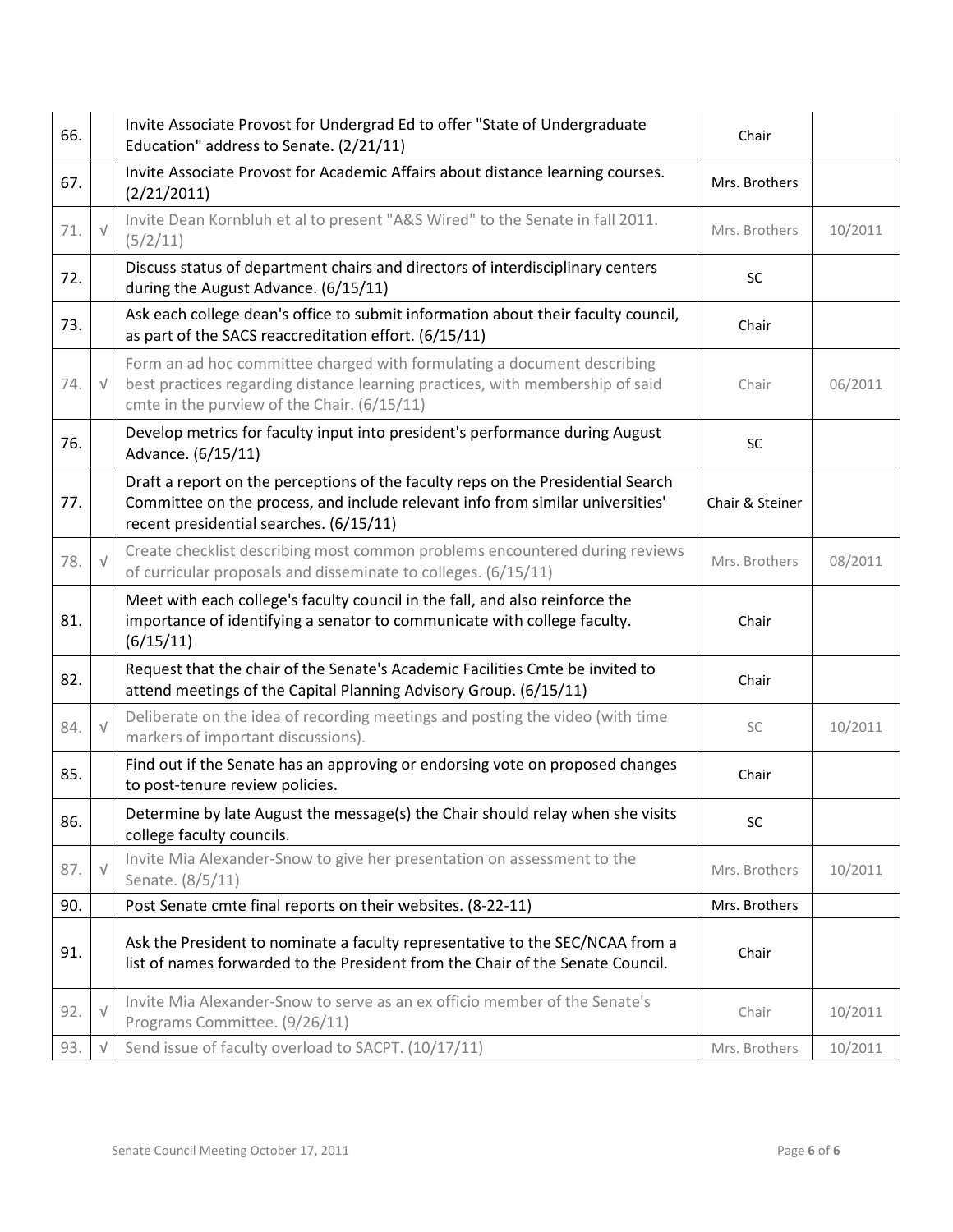| | | | | |
|---|---|---|---|---|
| 66. | | Invite Associate Provost for Undergrad Ed to offer "State of Undergraduate Education" address to Senate. (2/21/11) | Chair | |
| 67. | | Invite Associate Provost for Academic Affairs about distance learning courses. (2/21/2011) | Mrs. Brothers | |
| 71. | √ | Invite Dean Kornbluh et al to present "A&S Wired" to the Senate in fall 2011. (5/2/11) | Mrs. Brothers | 10/2011 |
| 72. | | Discuss status of department chairs and directors of interdisciplinary centers during the August Advance. (6/15/11) | SC | |
| 73. | | Ask each college dean's office to submit information about their faculty council, as part of the SACS reaccreditation effort. (6/15/11) | Chair | |
| 74. | √ | Form an ad hoc committee charged with formulating a document describing best practices regarding distance learning practices, with membership of said cmte in the purview of the Chair. (6/15/11) | Chair | 06/2011 |
| 76. | | Develop metrics for faculty input into president's performance during August Advance. (6/15/11) | SC | |
| 77. | | Draft a report on the perceptions of the faculty reps on the Presidential Search Committee on the process, and include relevant info from similar universities' recent presidential searches. (6/15/11) | Chair & Steiner | |
| 78. | √ | Create checklist describing most common problems encountered during reviews of curricular proposals and disseminate to colleges. (6/15/11) | Mrs. Brothers | 08/2011 |
| 81. | | Meet with each college's faculty council in the fall, and also reinforce the importance of identifying a senator to communicate with college faculty. (6/15/11) | Chair | |
| 82. | | Request that the chair of the Senate's Academic Facilities Cmte be invited to attend meetings of the Capital Planning Advisory Group. (6/15/11) | Chair | |
| 84. | √ | Deliberate on the idea of recording meetings and posting the video (with time markers of important discussions). | SC | 10/2011 |
| 85. | | Find out if the Senate has an approving or endorsing vote on proposed changes to post-tenure review policies. | Chair | |
| 86. | | Determine by late August the message(s) the Chair should relay when she visits college faculty councils. | SC | |
| 87. | √ | Invite Mia Alexander-Snow to give her presentation on assessment to the Senate. (8/5/11) | Mrs. Brothers | 10/2011 |
| 90. | | Post Senate cmte final reports on their websites. (8-22-11) | Mrs. Brothers | |
| 91. | | Ask the President to nominate a faculty representative to the SEC/NCAA from a list of names forwarded to the President from the Chair of the Senate Council. | Chair | |
| 92. | √ | Invite Mia Alexander-Snow to serve as an ex officio member of the Senate's Programs Committee. (9/26/11) | Chair | 10/2011 |
| 93. | √ | Send issue of faculty overload to SACPT. (10/17/11) | Mrs. Brothers | 10/2011 |